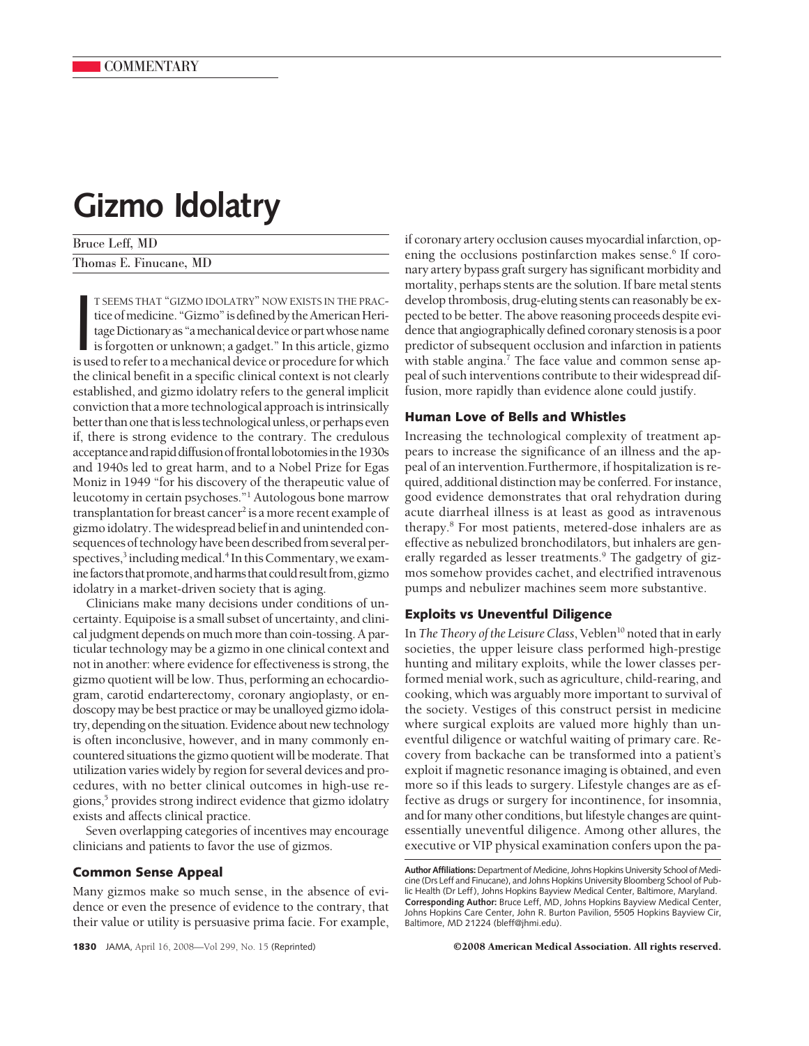COMMENTARY

# Gizmo Idolatry

Bruce Leff, MD

Thomas E. Finucane, MD

IT SEEMS THAT "GIZMO IDOLATRY" NOW EXISTS IN THE PRACtice of medicine. "Gizmo" is defined by the American Heritage Dictionary as "a mechanical device or part whose name is forgotten or unknown; a gadget." In this article, gizmo is used to refer to a mechanical device or procedure for which the clinical benefit in a specific clinical context is not clearly established, and gizmo idolatry refers to the general implicit conviction that a more technological approach is intrinsically better than one that is less technological unless, or perhaps even if, there is strong evidence to the contrary. The credulous acceptance and rapid diffusion of frontal lobotomies in the 1930s and 1940s led to great harm, and to a Nobel Prize for Egas Moniz in 1949 "for his discovery of the therapeutic value of leucotomy in certain psychoses."[1] Autologous bone marrow transplantation for breast cancer[2] is a more recent example of gizmo idolatry. The widespread belief in and unintended consequences of technology have been described from several perspectives,[3] including medical.[4] In this Commentary, we examine factors that promote, and harms that could result from, gizmo idolatry in a market-driven society that is aging.

Clinicians make many decisions under conditions of uncertainty. Equipoise is a small subset of uncertainty, and clinical judgment depends on much more than coin-tossing. A particular technology may be a gizmo in one clinical context and not in another: where evidence for effectiveness is strong, the gizmo quotient will be low. Thus, performing an echocardiogram, carotid endarterectomy, coronary angioplasty, or endoscopy may be best practice or may be unalloyed gizmo idolatry, depending on the situation. Evidence about new technology is often inconclusive, however, and in many commonly encountered situations the gizmo quotient will be moderate. That utilization varies widely by region for several devices and procedures, with no better clinical outcomes in high-use regions,[5] provides strong indirect evidence that gizmo idolatry exists and affects clinical practice.

Seven overlapping categories of incentives may encourage clinicians and patients to favor the use of gizmos.

## Common Sense Appeal

Many gizmos make so much sense, in the absence of evidence or even the presence of evidence to the contrary, that their value or utility is persuasive prima facie. For example, if coronary artery occlusion causes myocardial infarction, opening the occlusions postinfarction makes sense.[6] If coronary artery bypass graft surgery has significant morbidity and mortality, perhaps stents are the solution. If bare metal stents develop thrombosis, drug-eluting stents can reasonably be expected to be better. The above reasoning proceeds despite evidence that angiographically defined coronary stenosis is a poor predictor of subsequent occlusion and infarction in patients with stable angina.[7] The face value and common sense appeal of such interventions contribute to their widespread diffusion, more rapidly than evidence alone could justify.

## Human Love of Bells and Whistles

Increasing the technological complexity of treatment appears to increase the significance of an illness and the appeal of an intervention.Furthermore, if hospitalization is required, additional distinction may be conferred. For instance, good evidence demonstrates that oral rehydration during acute diarrheal illness is at least as good as intravenous therapy.[8] For most patients, metered-dose inhalers are as effective as nebulized bronchodilators, but inhalers are generally regarded as lesser treatments.[9] The gadgetry of gizmos somehow provides cachet, and electrified intravenous pumps and nebulizer machines seem more substantive.

## Exploits vs Uneventful Diligence

In *The Theory of the Leisure Class*, Veblen[10] noted that in early societies, the upper leisure class performed high-prestige hunting and military exploits, while the lower classes performed menial work, such as agriculture, child-rearing, and cooking, which was arguably more important to survival of the society. Vestiges of this construct persist in medicine where surgical exploits are valued more highly than uneventful diligence or watchful waiting of primary care. Recovery from backache can be transformed into a patient's exploit if magnetic resonance imaging is obtained, and even more so if this leads to surgery. Lifestyle changes are as effective as drugs or surgery for incontinence, for insomnia, and for many other conditions, but lifestyle changes are quintessentially uneventful diligence. Among other allures, the executive or VIP physical examination confers upon the pa-

**Author Affiliations:** Department of Medicine, Johns Hopkins University School of Medicine (Drs Leff and Finucane), and Johns Hopkins University Bloomberg School of Public Health (Dr Leff), Johns Hopkins Bayview Medical Center, Baltimore, Maryland.
**Corresponding Author:** Bruce Leff, MD, Johns Hopkins Bayview Medical Center, Johns Hopkins Care Center, John R. Burton Pavilion, 5505 Hopkins Bayview Cir, Baltimore, MD 21224 (bleff@jhmi.edu).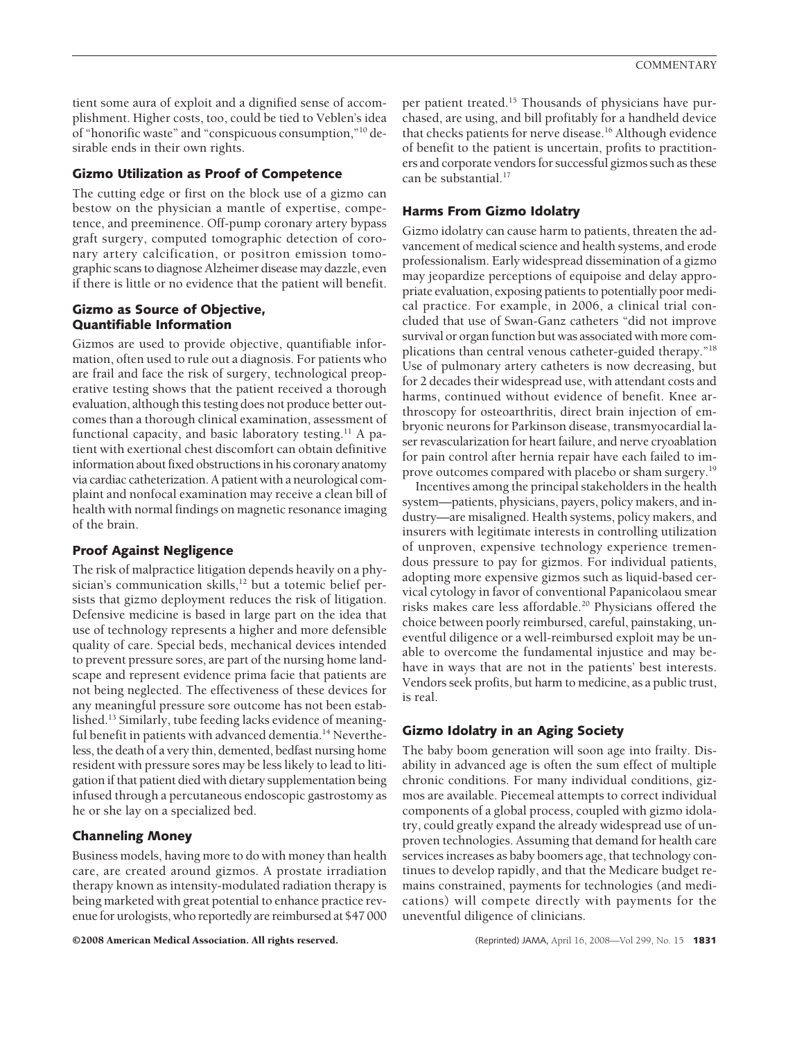tient some aura of exploit and a dignified sense of accomplishment. Higher costs, too, could be tied to Veblen's idea of "honorific waste" and "conspicuous consumption,"[10] desirable ends in their own rights.

## Gizmo Utilization as Proof of Competence

The cutting edge or first on the block use of a gizmo can bestow on the physician a mantle of expertise, competence, and preeminence. Off-pump coronary artery bypass graft surgery, computed tomographic detection of coronary artery calcification, or positron emission tomographic scans to diagnose Alzheimer disease may dazzle, even if there is little or no evidence that the patient will benefit.

## Gizmo as Source of Objective, Quantifiable Information

Gizmos are used to provide objective, quantifiable information, often used to rule out a diagnosis. For patients who are frail and face the risk of surgery, technological preoperative testing shows that the patient received a thorough evaluation, although this testing does not produce better outcomes than a thorough clinical examination, assessment of functional capacity, and basic laboratory testing.[11] A patient with exertional chest discomfort can obtain definitive information about fixed obstructions in his coronary anatomy via cardiac catheterization. A patient with a neurological complaint and nonfocal examination may receive a clean bill of health with normal findings on magnetic resonance imaging of the brain.

## Proof Against Negligence

The risk of malpractice litigation depends heavily on a physician's communication skills,[12] but a totemic belief persists that gizmo deployment reduces the risk of litigation. Defensive medicine is based in large part on the idea that use of technology represents a higher and more defensible quality of care. Special beds, mechanical devices intended to prevent pressure sores, are part of the nursing home landscape and represent evidence prima facie that patients are not being neglected. The effectiveness of these devices for any meaningful pressure sore outcome has not been established.[13] Similarly, tube feeding lacks evidence of meaningful benefit in patients with advanced dementia.[14] Nevertheless, the death of a very thin, demented, bedfast nursing home resident with pressure sores may be less likely to lead to litigation if that patient died with dietary supplementation being infused through a percutaneous endoscopic gastrostomy as he or she lay on a specialized bed.

## Channeling Money

Business models, having more to do with money than health care, are created around gizmos. A prostate irradiation therapy known as intensity-modulated radiation therapy is being marketed with great potential to enhance practice revenue for urologists, who reportedly are reimbursed at $47 000 per patient treated.[15] Thousands of physicians have purchased, are using, and bill profitably for a handheld device that checks patients for nerve disease.[16] Although evidence of benefit to the patient is uncertain, profits to practitioners and corporate vendors for successful gizmos such as these can be substantial.[17]

## Harms From Gizmo Idolatry

Gizmo idolatry can cause harm to patients, threaten the advancement of medical science and health systems, and erode professionalism. Early widespread dissemination of a gizmo may jeopardize perceptions of equipoise and delay appropriate evaluation, exposing patients to potentially poor medical practice. For example, in 2006, a clinical trial concluded that use of Swan-Ganz catheters "did not improve survival or organ function but was associated with more complications than central venous catheter-guided therapy."[18] Use of pulmonary artery catheters is now decreasing, but for 2 decades their widespread use, with attendant costs and harms, continued without evidence of benefit. Knee arthroscopy for osteoarthritis, direct brain injection of embryonic neurons for Parkinson disease, transmyocardial laser revascularization for heart failure, and nerve cryoablation for pain control after hernia repair have each failed to improve outcomes compared with placebo or sham surgery.[19]

Incentives among the principal stakeholders in the health system—patients, physicians, payers, policy makers, and industry—are misaligned. Health systems, policy makers, and insurers with legitimate interests in controlling utilization of unproven, expensive technology experience tremendous pressure to pay for gizmos. For individual patients, adopting more expensive gizmos such as liquid-based cervical cytology in favor of conventional Papanicolaou smear risks makes care less affordable.[20] Physicians offered the choice between poorly reimbursed, careful, painstaking, uneventful diligence or a well-reimbursed exploit may be unable to overcome the fundamental injustice and may behave in ways that are not in the patients' best interests. Vendors seek profits, but harm to medicine, as a public trust, is real.

## Gizmo Idolatry in an Aging Society

The baby boom generation will soon age into frailty. Disability in advanced age is often the sum effect of multiple chronic conditions. For many individual conditions, gizmos are available. Piecemeal attempts to correct individual components of a global process, coupled with gizmo idolatry, could greatly expand the already widespread use of unproven technologies. Assuming that demand for health care services increases as baby boomers age, that technology continues to develop rapidly, and that the Medicare budget remains constrained, payments for technologies (and medications) will compete directly with payments for the uneventful diligence of clinicians.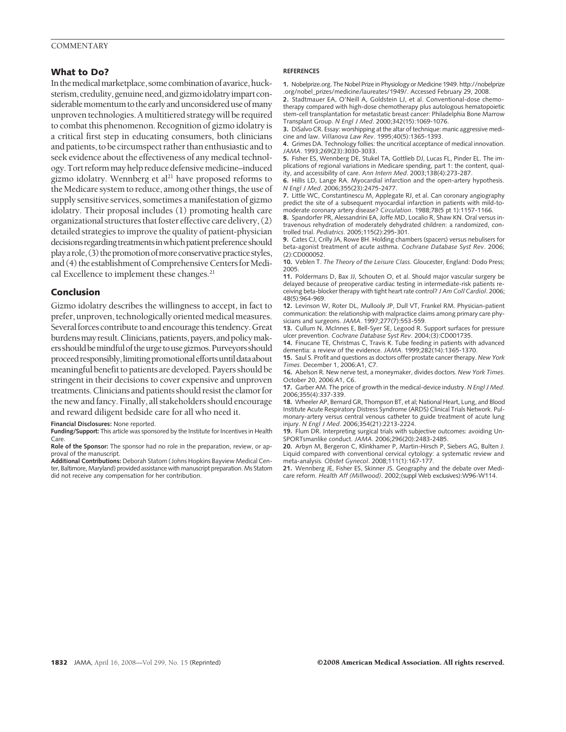## What to Do?

In the medical marketplace, some combination of avarice, hucksterism, credulity, genuine need, and gizmo idolatry impart considerable momentum to the early and unconsidered use of many unproven technologies. A multitiered strategy will be required to combat this phenomenon. Recognition of gizmo idolatry is a critical first step in educating consumers, both clinicians and patients, to be circumspect rather than enthusiastic and to seek evidence about the effectiveness of any medical technology. Tort reform may help reduce defensive medicine–induced gizmo idolatry. Wennberg et al[21] have proposed reforms to the Medicare system to reduce, among other things, the use of supply sensitive services, sometimes a manifestation of gizmo idolatry. Their proposal includes (1) promoting health care organizational structures that foster effective care delivery, (2) detailed strategies to improve the quality of patient-physician decisions regarding treatments in which patient preference should play a role, (3) the promotion of more conservative practice styles, and (4) the establishment of Comprehensive Centers for Medical Excellence to implement these changes.[21]

## Conclusion

Gizmo idolatry describes the willingness to accept, in fact to prefer, unproven, technologically oriented medical measures. Several forces contribute to and encourage this tendency. Great burdens may result. Clinicians, patients, payers, and policy makers should be mindful of the urge to use gizmos. Purveyors should proceed responsibly, limiting promotional efforts until data about meaningful benefit to patients are developed. Payers should be stringent in their decisions to cover expensive and unproven treatments. Clinicians and patients should resist the clamor for the new and fancy. Finally, all stakeholders should encourage and reward diligent bedside care for all who need it.

**Financial Disclosures:** None reported.

**Funding/Support:** This article was sponsored by the Institute for Incentives in Health Care.

**Role of the Sponsor:** The sponsor had no role in the preparation, review, or approval of the manuscript.

**Additional Contributions:** Deborah Statom (Johns Hopkins Bayview Medical Center, Baltimore, Maryland) provided assistance with manuscript preparation. Ms Statom did not receive any compensation for her contribution.

### REFERENCES

1. Nobelprize.org. The Nobel Prize in Physiology or Medicine 1949. http://nobelprize.org/nobel_prizes/medicine/laureates/1949/. Accessed February 29, 2008.
2. Stadtmauer EA, O'Neill A, Goldstein LJ, et al. Conventional-dose chemotherapy compared with high-dose chemotherapy plus autologous hematopoietic stem-cell transplantation for metastatic breast cancer: Philadelphia Bone Marrow Transplant Group. *N Engl J Med*. 2000;342(15):1069-1076.
3. DiSalvo CR. Essay: worshipping at the altar of technique: manic aggressive medicine and law. *Villanova Law Rev*. 1995;40(5):1365-1393.
4. Grimes DA. Technology follies: the uncritical acceptance of medical innovation. *JAMA*. 1993;269(23):3030-3033.
5. Fisher ES, Wennberg DE, Stukel TA, Gottlieb DJ, Lucas FL, Pinder EL. The implications of regional variations in Medicare spending, part 1: the content, quality, and accessibility of care. *Ann Intern Med*. 2003;138(4):273-287.
6. Hillis LD, Lange RA. Myocardial infarction and the open-artery hypothesis. *N Engl J Med*. 2006;355(23):2475-2477.
7. Little WC, Constantinescu M, Applegate RJ, et al. Can coronary angiography predict the site of a subsequent myocardial infarction in patients with mild-to-moderate coronary artery disease? *Circulation*. 1988;78(5 pt 1):1157-1166.
8. Spandorfer PR, Alessandrini EA, Joffe MD, Localio R, Shaw KN. Oral versus intravenous rehydration of moderately dehydrated children: a randomized, controlled trial. *Pediatrics*. 2005;115(2):295-301.
9. Cates CJ, Crilly JA, Rowe BH. Holding chambers (spacers) versus nebulisers for beta-agonist treatment of acute asthma. *Cochrane Database Syst Rev*. 2006;(2):CD000052.
10. Veblen T. *The Theory of the Leisure Class*. Gloucester, England: Dodo Press; 2005.
11. Poldermans D, Bax JJ, Schouten O, et al. Should major vascular surgery be delayed because of preoperative cardiac testing in intermediate-risk patients receiving beta-blocker therapy with tight heart rate control? *J Am Coll Cardiol*. 2006;48(5):964-969.
12. Levinson W, Roter DL, Mullooly JP, Dull VT, Frankel RM. Physician-patient communication: the relationship with malpractice claims among primary care physicians and surgeons. *JAMA*. 1997;277(7):553-559.
13. Cullum N, McInnes E, Bell-Syer SE, Legood R. Support surfaces for pressure ulcer prevention. *Cochrane Database Syst Rev*. 2004;(3):CD001735.
14. Finucane TE, Christmas C, Travis K. Tube feeding in patients with advanced dementia: a review of the evidence. *JAMA*. 1999;282(14):1365-1370.
15. Saul S. Profit and questions as doctors offer prostate cancer therapy. *New York Times*. December 1, 2006:A1, C7.
16. Abelson R. New nerve test, a moneymaker, divides doctors. *New York Times*. October 20, 2006:A1, C6.
17. Garber AM. The price of growth in the medical-device industry. *N Engl J Med*. 2006;355(4):337-339.
18. Wheeler AP, Bernard GR, Thompson BT, et al; National Heart, Lung, and Blood Institute Acute Respiratory Distress Syndrome (ARDS) Clinical Trials Network. Pulmonary-artery versus central venous catheter to guide treatment of acute lung injury. *N Engl J Med*. 2006;354(21):2213-2224.
19. Flum DR. Interpreting surgical trials with subjective outcomes: avoiding UnSPORTsmanlike conduct. *JAMA*. 2006;296(20):2483-2485.
20. Arbyn M, Bergeron C, Klinkhamer P, Martin-Hirsch P, Siebers AG, Bulten J. Liquid compared with conventional cervical cytology: a systematic review and meta-analysis. *Obstet Gynecol*. 2008;111(1):167-177.
21. Wennberg JE, Fisher ES, Skinner JS. Geography and the debate over Medicare reform. *Health Aff (Millwood)*. 2002;(suppl Web exclusives):W96-W114.